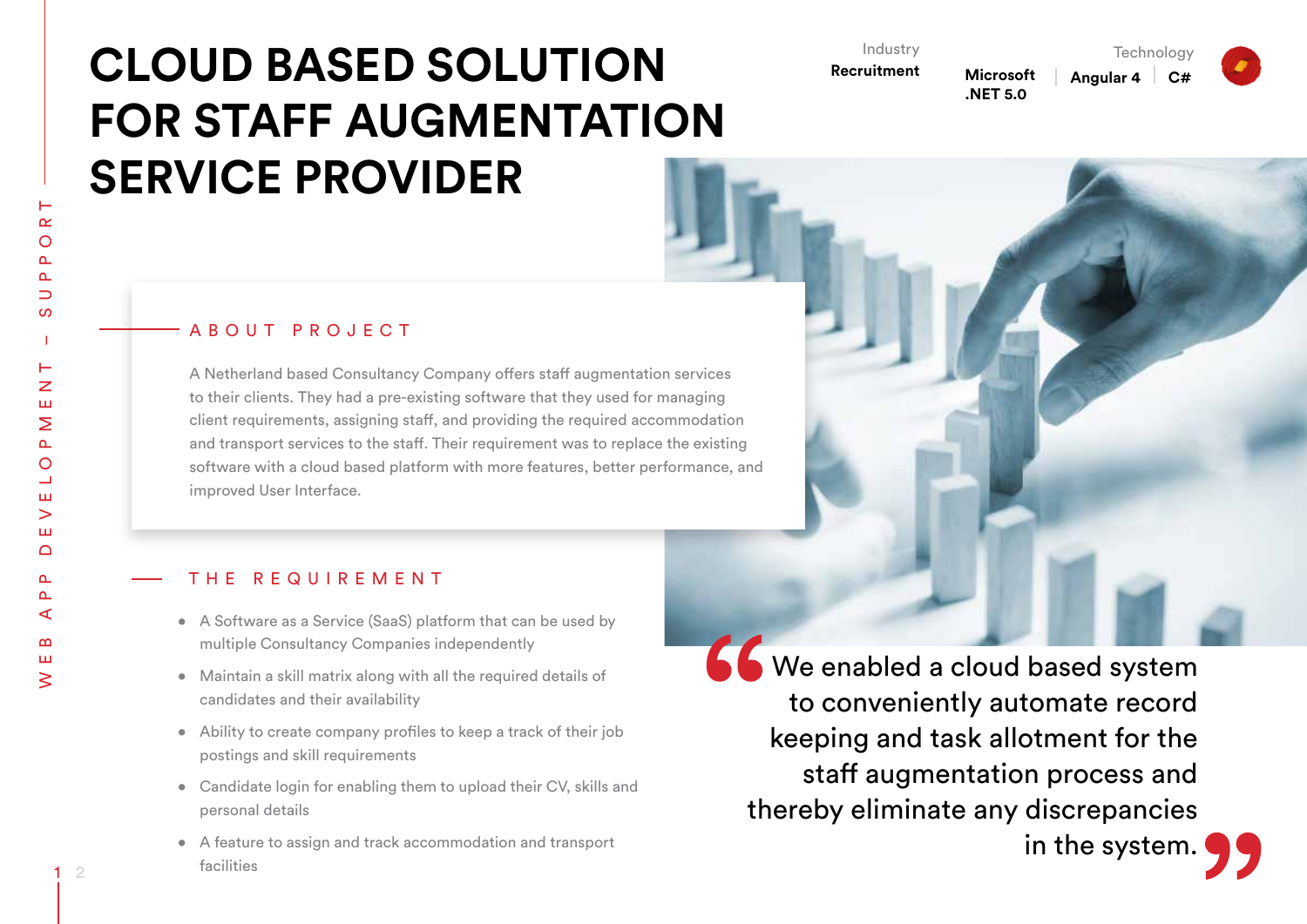# CLOUD BASED SOLUTION FOR STAFF AUGMENTATION SERVICE PROVIDER

Industry
**Recruitment**

Technology
**Microsoft .NET 5.0** | **Angular 4** | **C#**

## ABOUT PROJECT

A Netherland based Consultancy Company offers staff augmentation services to their clients. They had a pre-existing software that they used for managing client requirements, assigning staff, and providing the required accommodation and transport services to the staff. Their requirement was to replace the existing software with a cloud based platform with more features, better performance, and improved User Interface.

## THE REQUIREMENT

- A Software as a Service (SaaS) platform that can be used by multiple Consultancy Companies independently
- Maintain a skill matrix along with all the required details of candidates and their availability
- Ability to create company profiles to keep a track of their job postings and skill requirements
- Candidate login for enabling them to upload their CV, skills and personal details
- A feature to assign and track accommodation and transport facilities

> "We enabled a cloud based system to conveniently automate record keeping and task allotment for the staff augmentation process and thereby eliminate any discrepancies in the system."

WEB APP DEVELOPMENT – SUPPORT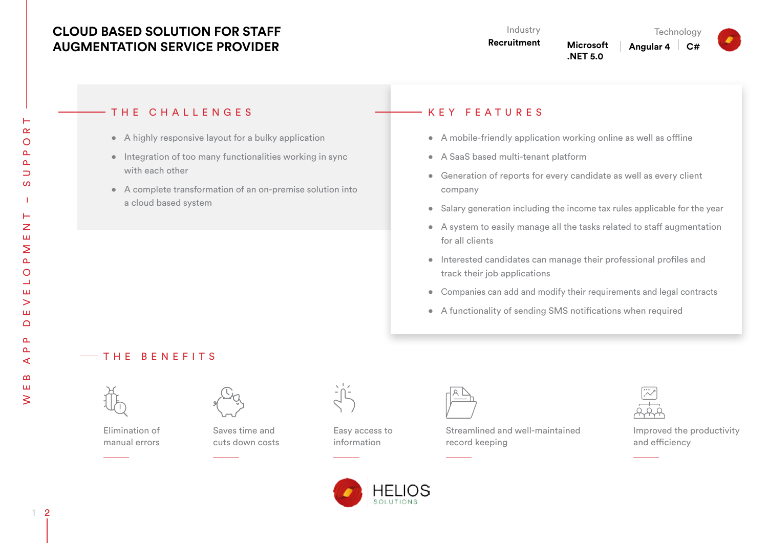# CLOUD BASED SOLUTION FOR STAFF AUGMENTATION SERVICE PROVIDER

Industry
**Recruitment**

Technology
**Microsoft .NET 5.0** | **Angular 4** | **C#**

## THE CHALLENGES

- A highly responsive layout for a bulky application
- Integration of too many functionalities working in sync with each other
- A complete transformation of an on-premise solution into a cloud based system

## KEY FEATURES

- A mobile-friendly application working online as well as offline
- A SaaS based multi-tenant platform
- Generation of reports for every candidate as well as every client company
- Salary generation including the income tax rules applicable for the year
- A system to easily manage all the tasks related to staff augmentation for all clients
- Interested candidates can manage their professional profiles and track their job applications
- Companies can add and modify their requirements and legal contracts
- A functionality of sending SMS notifications when required

## THE BENEFITS

- Elimination of manual errors
- Saves time and cuts down costs
- Easy access to information
- Streamlined and well-maintained record keeping
- Improved the productivity and efficiency

HELIOS SOLUTIONS

WEB APP DEVELOPMENT – SUPPORT